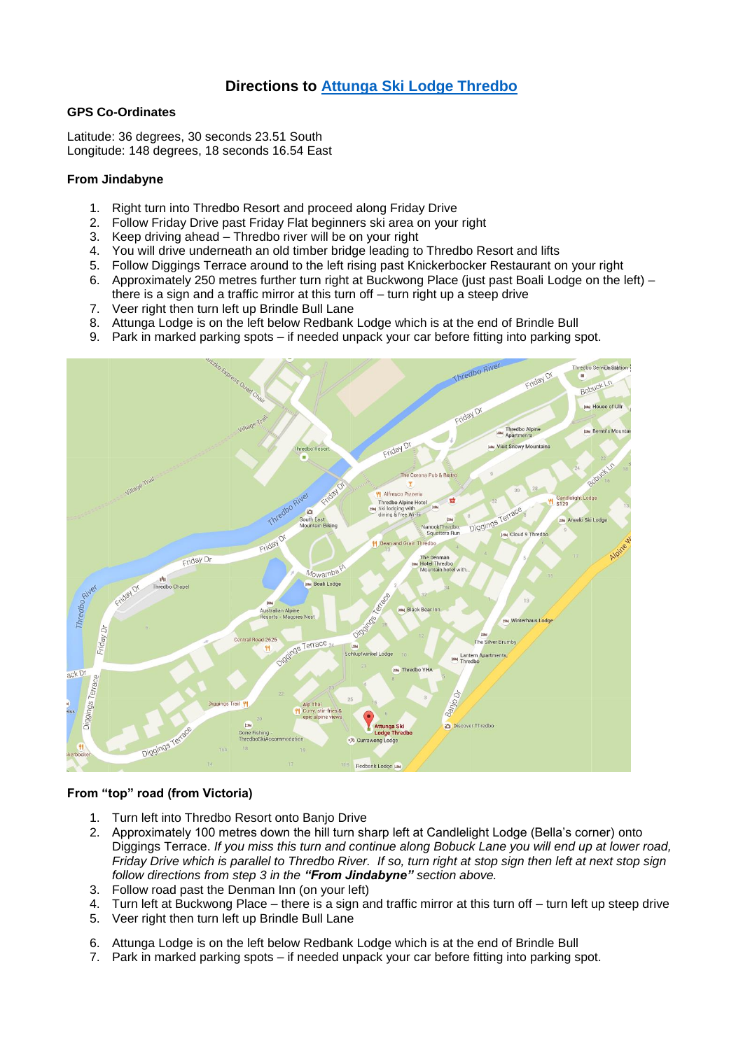# Directions to [Attunga Ski Lodge Thredbo]

**GPS Co-Ordinates**

Latitude: 36 degrees, 30 seconds 23.51 South
Longitude: 148 degrees, 18 seconds 16.54 East

**From Jindabyne**

1. Right turn into Thredbo Resort and proceed along Friday Drive
2. Follow Friday Drive past Friday Flat beginners ski area on your right
3. Keep driving ahead – Thredbo river will be on your right
4. You will drive underneath an old timber bridge leading to Thredbo Resort and lifts
5. Follow Diggings Terrace around to the left rising past Knickerbocker Restaurant on your right
6. Approximately 250 metres further turn right at Buckwong Place (just past Boali Lodge on the left) – there is a sign and a traffic mirror at this turn off – turn right up a steep drive
7. Veer right then turn left up Brindle Bull Lane
8. Attunga Lodge is on the left below Redbank Lodge which is at the end of Brindle Bull
9. Park in marked parking spots – if needed unpack your car before fitting into parking spot.

**From "top" road (from Victoria)**

1. Turn left into Thredbo Resort onto Banjo Drive
2. Approximately 100 metres down the hill turn sharp left at Candlelight Lodge (Bella's corner) onto Diggings Terrace. *If you miss this turn and continue along Bobuck Lane you will end up at lower road, Friday Drive which is parallel to Thredbo River. If so, turn right at stop sign then left at next stop sign follow directions from step 3 in the **"From Jindabyne"** section above.*
3. Follow road past the Denman Inn (on your left)
4. Turn left at Buckwong Place – there is a sign and traffic mirror at this turn off – turn left up steep drive
5. Veer right then turn left up Brindle Bull Lane
6. Attunga Lodge is on the left below Redbank Lodge which is at the end of Brindle Bull
7. Park in marked parking spots – if needed unpack your car before fitting into parking spot.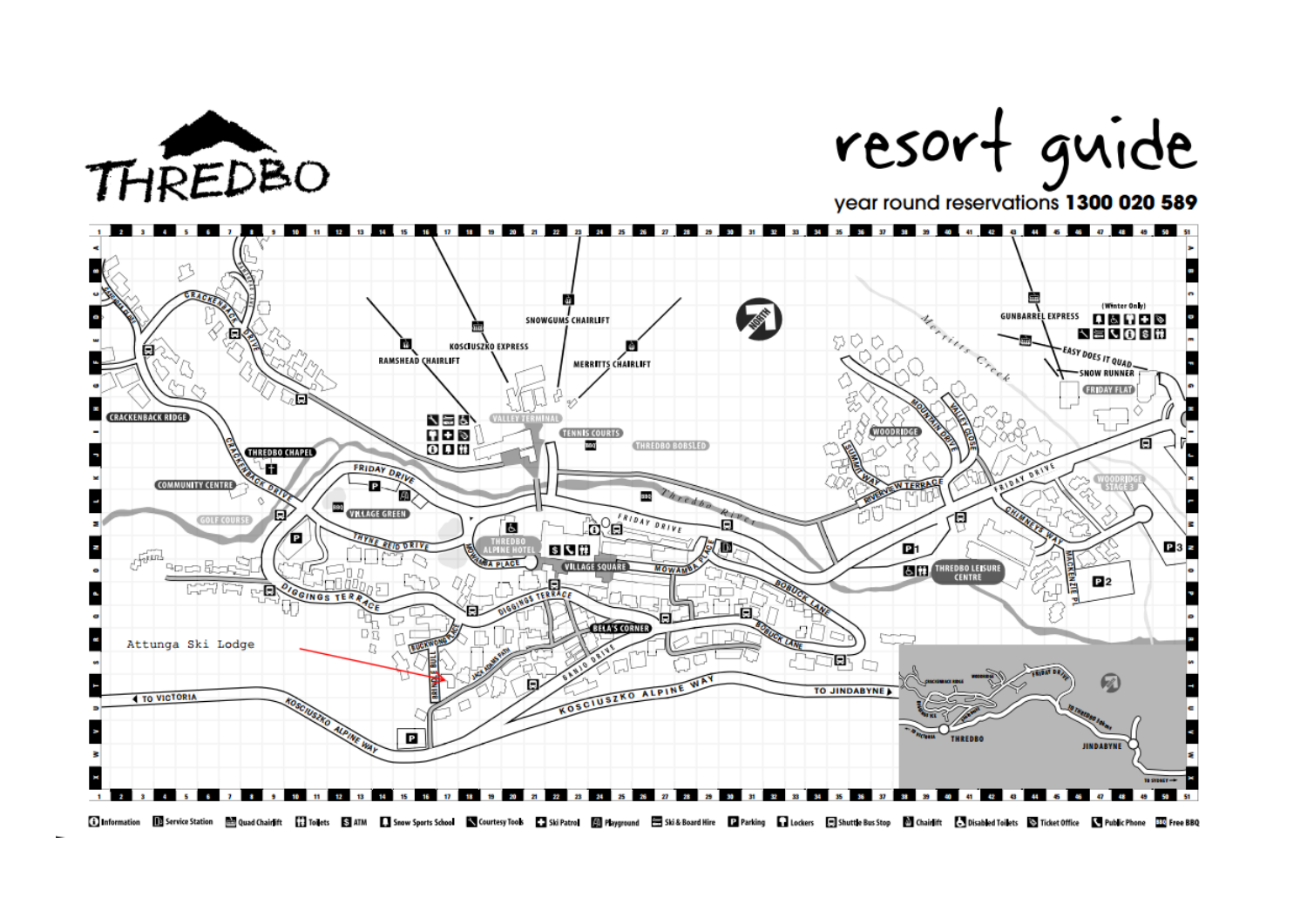# THREDBO

# resort guide

year round reservations **1300 020 589**

Attunga Ski Lodge

SNOWGUMS CHAIRLIFT

KOSCIUSZKO EXPRESS

RAMSHEAD CHAIRLIFT

MERRITTS CHAIRLIFT

GUNBARREL EXPRESS

(Winter Only)

EASY DOES IT QUAD

SNOW RUNNER

FRIDAY FLAT

Merritts Creek

VALLEY TERMINAL

TENNIS COURTS

THREDBO BOBSLED

CRACKENBACK RIDGE

THREDBO CHAPEL

COMMUNITY CENTRE

GOLF COURSE

VILLAGE GREEN

THREDBO ALPINE HOTEL

VILLAGE SQUARE

BELA'S CORNER

WOODRIDGE

WOODRIDGE STAGE 3

THREDBO LEISURE CENTRE

Thredbo River

CRACKENBACK DRIVE

FRIDAY DRIVE

THYNE REID DRIVE

MOWAMBA PLACE

DIGGINGS TERRACE

BUCKWONG PLACE

JACK ADAMS PATH

BANJO DRIVE

BOBUCK LANE

MOUNTAIN DRIVE

VALLEY CLOSE

SUMMIT WAY

RIVERVIEW TERRACE

CHIMNEYS WAY

MACKENZIE PL

KOSCIUSZKO ALPINE WAY

TO VICTORIA

TO JINDABYNE

P1 P2 P3

CRACKENBACK RIDGE

WOODRIDGE

FRIDAY DRIVE

TO VICTORIA

THREDBO

TO THREDBO

JINDABYNE

TO SYDNEY

Information · Service Station · Quad Chairlift · Toilets · ATM · Snow Sports School · Courtesy Tools · Ski Patrol · Playground · Ski & Board Hire · Parking · Lockers · Shuttle Bus Stop · Chairlift · Disabled Toilets · Ticket Office · Public Phone · Free BBQ